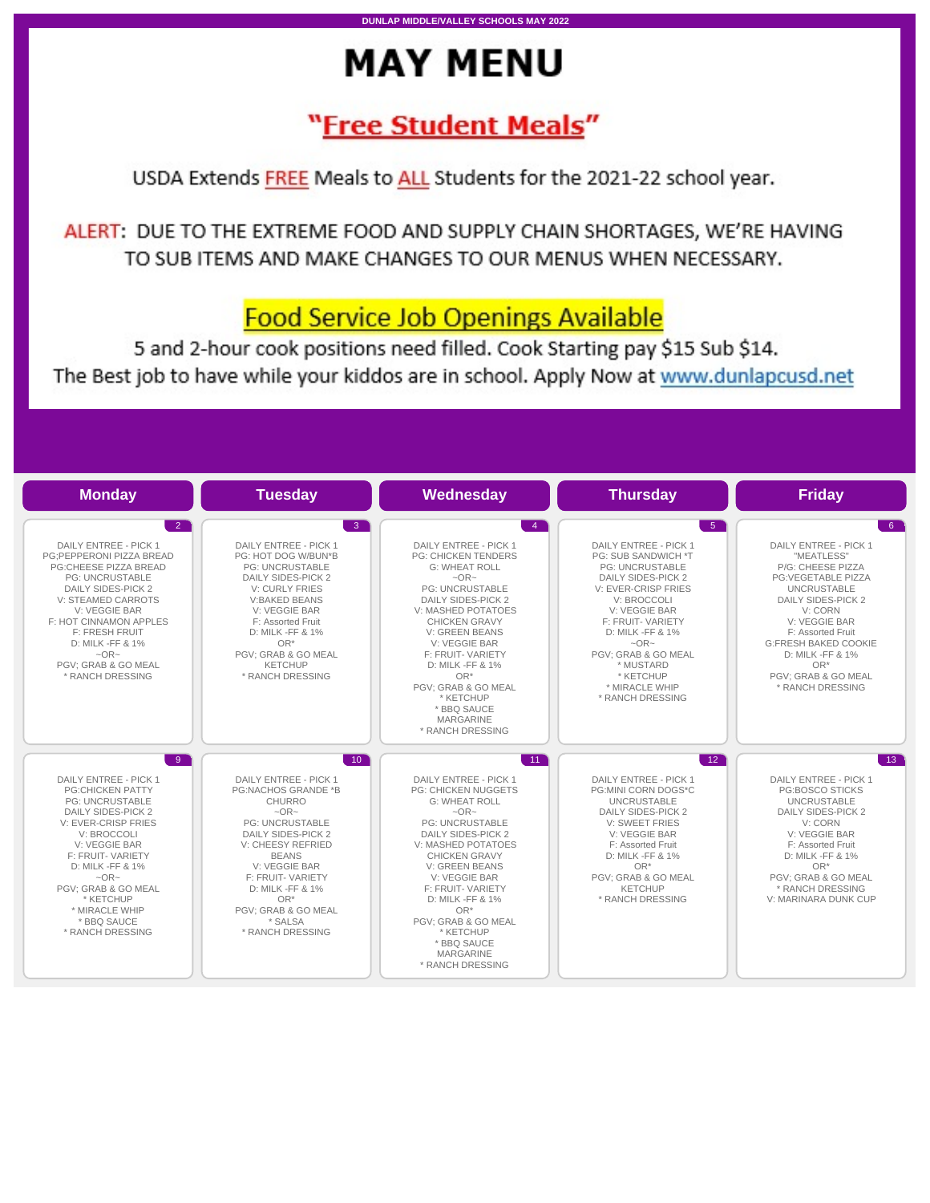DUNLAP MIDDLE/VALLEY SCHOOLS MAY 2022

# MAY MENU

## "Free Student Meals"

USDA Extends FREE Meals to ALL Students for the 2021-22 school year.

ALERT: DUE TO THE EXTREME FOOD AND SUPPLY CHAIN SHORTAGES, WE'RE HAVING TO SUB ITEMS AND MAKE CHANGES TO OUR MENUS WHEN NECESSARY.

## Food Service Job Openings Available

5 and 2-hour cook positions need filled. Cook Starting pay $15 Sub $14.
The Best job to have while your kiddos are in school. Apply Now at www.dunlapcusd.net

| Monday | Tuesday | Wednesday | Thursday | Friday |
|---|---|---|---|---|
| 2<br>DAILY ENTREE - PICK 1<br>PG;PEPPERONI PIZZA BREAD<br>PG:CHEESE PIZZA BREAD<br>PG: UNCRUSTABLE<br>DAILY SIDES-PICK 2<br>V: STEAMED CARROTS<br>V: VEGGIE BAR<br>F: HOT CINNAMON APPLES<br>F: FRESH FRUIT<br>D: MILK -FF & 1%<br>~OR~<br>PGV; GRAB & GO MEAL<br>* RANCH DRESSING | 3<br>DAILY ENTREE - PICK 1<br>PG: HOT DOG W/BUN*B<br>PG: UNCRUSTABLE<br>DAILY SIDES-PICK 2<br>V: CURLY FRIES<br>V:BAKED BEANS<br>V: VEGGIE BAR<br>F: Assorted Fruit<br>D: MILK -FF & 1%<br>OR*<br>PGV; GRAB & GO MEAL<br>KETCHUP<br>* RANCH DRESSING | 4<br>DAILY ENTREE - PICK 1<br>PG: CHICKEN TENDERS<br>G: WHEAT ROLL<br>~OR~<br>PG: UNCRUSTABLE<br>DAILY SIDES-PICK 2<br>V: MASHED POTATOES<br>CHICKEN GRAVY<br>V: GREEN BEANS<br>V: VEGGIE BAR<br>F: FRUIT- VARIETY<br>D: MILK -FF & 1%<br>OR*<br>PGV; GRAB & GO MEAL<br>* KETCHUP<br>* BBQ SAUCE<br>MARGARINE<br>* RANCH DRESSING | 5<br>DAILY ENTREE - PICK 1<br>PG: SUB SANDWICH *T<br>PG: UNCRUSTABLE<br>DAILY SIDES-PICK 2<br>V: EVER-CRISP FRIES<br>V: BROCCOLI<br>V: VEGGIE BAR<br>F: FRUIT- VARIETY<br>D: MILK -FF & 1%<br>~OR~<br>PGV; GRAB & GO MEAL<br>* MUSTARD<br>* KETCHUP<br>* MIRACLE WHIP<br>* RANCH DRESSING | 6<br>DAILY ENTREE - PICK 1<br>"MEATLESS"<br>P/G: CHEESE PIZZA<br>PG:VEGETABLE PIZZA<br>UNCRUSTABLE<br>DAILY SIDES-PICK 2<br>V: CORN<br>V: VEGGIE BAR<br>F: Assorted Fruit<br>G:FRESH BAKED COOKIE<br>D: MILK -FF & 1%<br>OR*<br>PGV; GRAB & GO MEAL<br>* RANCH DRESSING |
| 9<br>DAILY ENTREE - PICK 1<br>PG:CHICKEN PATTY<br>PG: UNCRUSTABLE<br>DAILY SIDES-PICK 2<br>V: EVER-CRISP FRIES<br>V: BROCCOLI<br>V: VEGGIE BAR<br>F: FRUIT- VARIETY<br>D: MILK -FF & 1%<br>~OR~<br>PGV; GRAB & GO MEAL<br>* KETCHUP<br>* MIRACLE WHIP<br>* BBQ SAUCE<br>* RANCH DRESSING | 10<br>DAILY ENTREE - PICK 1<br>PG:NACHOS GRANDE *B<br>CHURRO<br>~OR~<br>PG: UNCRUSTABLE<br>DAILY SIDES-PICK 2<br>V: CHEESY REFRIED BEANS<br>V: VEGGIE BAR<br>F: FRUIT- VARIETY<br>D: MILK -FF & 1%<br>OR*<br>PGV; GRAB & GO MEAL<br>* SALSA<br>* RANCH DRESSING | 11<br>DAILY ENTREE - PICK 1<br>PG: CHICKEN NUGGETS<br>G: WHEAT ROLL<br>~OR~<br>PG: UNCRUSTABLE<br>DAILY SIDES-PICK 2<br>V: MASHED POTATOES<br>CHICKEN GRAVY<br>V: GREEN BEANS<br>V: VEGGIE BAR<br>F: FRUIT- VARIETY<br>D: MILK -FF & 1%<br>OR*<br>PGV; GRAB & GO MEAL<br>* KETCHUP<br>* BBQ SAUCE<br>MARGARINE<br>* RANCH DRESSING | 12<br>DAILY ENTREE - PICK 1<br>PG:MINI CORN DOGS*C<br>UNCRUSTABLE<br>DAILY SIDES-PICK 2<br>V: SWEET FRIES<br>V: VEGGIE BAR<br>F: Assorted Fruit<br>D: MILK -FF & 1%<br>OR*<br>PGV; GRAB & GO MEAL<br>KETCHUP<br>* RANCH DRESSING | 13<br>DAILY ENTREE - PICK 1<br>PG:BOSCO STICKS<br>UNCRUSTABLE<br>DAILY SIDES-PICK 2<br>V: CORN<br>V: VEGGIE BAR<br>F: Assorted Fruit<br>D: MILK -FF & 1%<br>OR*<br>PGV; GRAB & GO MEAL<br>* RANCH DRESSING<br>V: MARINARA DUNK CUP |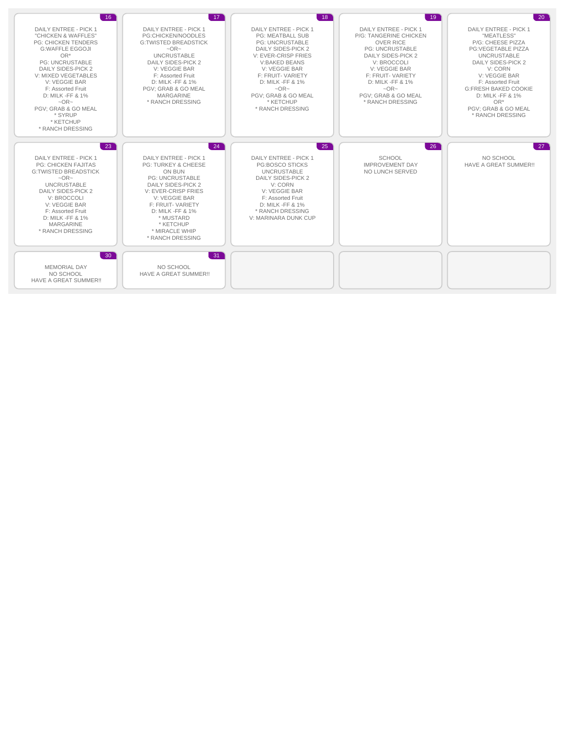| 16 | 17 | 18 | 19 | 20 |
|---|---|---|---|---|
| DAILY ENTREE - PICK 1<br>"CHICKEN & WAFFLES"<br>PG: CHICKEN TENDERS<br>G:WAFFLE EGGOJI<br>OR*<br>PG: UNCRUSTABLE<br>DAILY SIDES-PICK 2<br>V: MIXED VEGETABLES<br>V: VEGGIE BAR<br>F: Assorted Fruit<br>D: MILK -FF & 1%<br>~OR~<br>PGV; GRAB & GO MEAL<br>* SYRUP<br>* KETCHUP<br>* RANCH DRESSING | DAILY ENTREE - PICK 1<br>PG:CHICKEN/NOODLES<br>G:TWISTED BREADSTICK<br>~OR~<br>UNCRUSTABLE<br>DAILY SIDES-PICK 2<br>V: VEGGIE BAR<br>F: Assorted Fruit<br>D: MILK -FF & 1%<br>PGV; GRAB & GO MEAL<br>MARGARINE<br>* RANCH DRESSING | DAILY ENTREE - PICK 1<br>PG: MEATBALL SUB<br>PG: UNCRUSTABLE<br>DAILY SIDES-PICK 2<br>V: EVER-CRISP FRIES<br>V:BAKED BEANS<br>V: VEGGIE BAR<br>F: FRUIT- VARIETY<br>D: MILK -FF & 1%<br>~OR~<br>PGV; GRAB & GO MEAL<br>* KETCHUP<br>* RANCH DRESSING | DAILY ENTREE - PICK 1<br>P/G: TANGERINE CHICKEN<br>OVER RICE<br>PG: UNCRUSTABLE<br>DAILY SIDES-PICK 2<br>V: BROCCOLI<br>V: VEGGIE BAR<br>F: FRUIT- VARIETY<br>D: MILK -FF & 1%<br>~OR~<br>PGV; GRAB & GO MEAL<br>* RANCH DRESSING | DAILY ENTREE - PICK 1<br>"MEATLESS"<br>P/G: CHEESE PIZZA<br>PG:VEGETABLE PIZZA<br>UNCRUSTABLE<br>DAILY SIDES-PICK 2<br>V: CORN<br>V: VEGGIE BAR<br>F: Assorted Fruit<br>G:FRESH BAKED COOKIE<br>D: MILK -FF & 1%<br>OR*<br>PGV; GRAB & GO MEAL<br>* RANCH DRESSING |
| **23** | **24** | **25** | **26** | **27** |
| DAILY ENTREE - PICK 1<br>PG: CHICKEN FAJITAS<br>G:TWISTED BREADSTICK<br>~OR~<br>UNCRUSTABLE<br>DAILY SIDES-PICK 2<br>V: BROCCOLI<br>V: VEGGIE BAR<br>F: Assorted Fruit<br>D: MILK -FF & 1%<br>MARGARINE<br>* RANCH DRESSING | DAILY ENTREE - PICK 1<br>PG: TURKEY & CHEESE<br>ON BUN<br>PG: UNCRUSTABLE<br>DAILY SIDES-PICK 2<br>V: EVER-CRISP FRIES<br>V: VEGGIE BAR<br>F: FRUIT- VARIETY<br>D: MILK -FF & 1%<br>* MUSTARD<br>* KETCHUP<br>* MIRACLE WHIP<br>* RANCH DRESSING | DAILY ENTREE - PICK 1<br>PG:BOSCO STICKS<br>UNCRUSTABLE<br>DAILY SIDES-PICK 2<br>V: CORN<br>V: VEGGIE BAR<br>F: Assorted Fruit<br>D: MILK -FF & 1%<br>* RANCH DRESSING<br>V: MARINARA DUNK CUP | SCHOOL<br>IMPROVEMENT DAY<br>NO LUNCH SERVED | NO SCHOOL<br>HAVE A GREAT SUMMER!! |
| **30** | **31** | | | |
| MEMORIAL DAY<br>NO SCHOOL<br>HAVE A GREAT SUMMER!! | NO SCHOOL<br>HAVE A GREAT SUMMER!! | | | |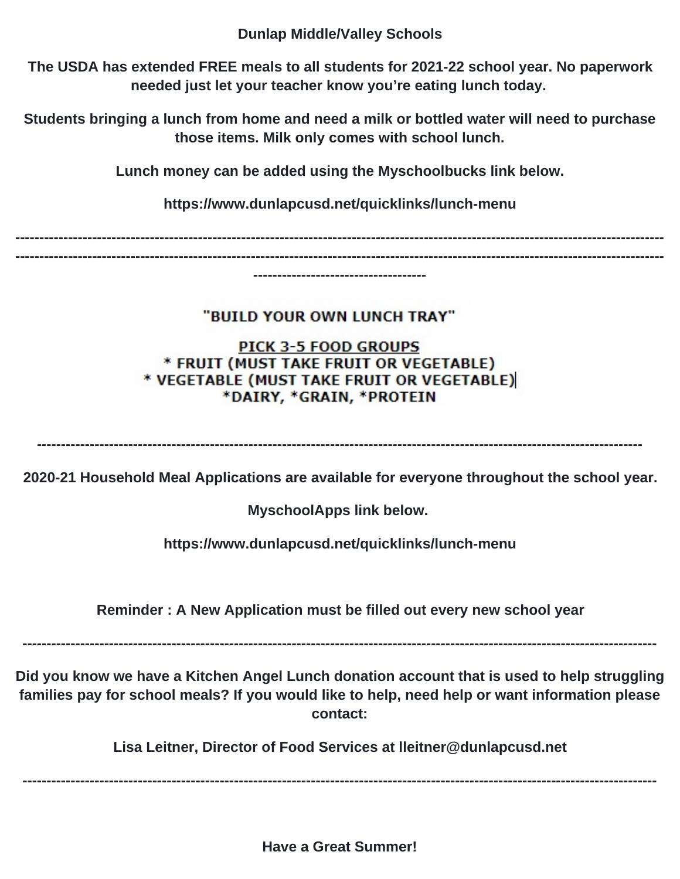**Dunlap Middle/Valley Schools**

**The USDA has extended FREE meals to all students for 2021-22 school year. No paperwork needed just let your teacher know you're eating lunch today.**

**Students bringing a lunch from home and need a milk or bottled water will need to purchase those items. Milk only comes with school lunch.**

**Lunch money can be added using the Myschoolbucks link below.**

**https://www.dunlapcusd.net/quicklinks/lunch-menu**

---

**"BUILD YOUR OWN LUNCH TRAY"**

**PICK 3-5 FOOD GROUPS**

* FRUIT (MUST TAKE FRUIT OR VEGETABLE)
* VEGETABLE (MUST TAKE FRUIT OR VEGETABLE)

*DAIRY, *GRAIN, *PROTEIN

---

**2020-21 Household Meal Applications are available for everyone throughout the school year.**

**MyschoolApps link below.**

**https://www.dunlapcusd.net/quicklinks/lunch-menu**

**Reminder : A New Application must be filled out every new school year**

---

**Did you know we have a Kitchen Angel Lunch donation account that is used to help struggling families pay for school meals? If you would like to help, need help or want information please contact:**

**Lisa Leitner, Director of Food Services at lleitner@dunlapcusd.net**

---

**Have a Great Summer!**